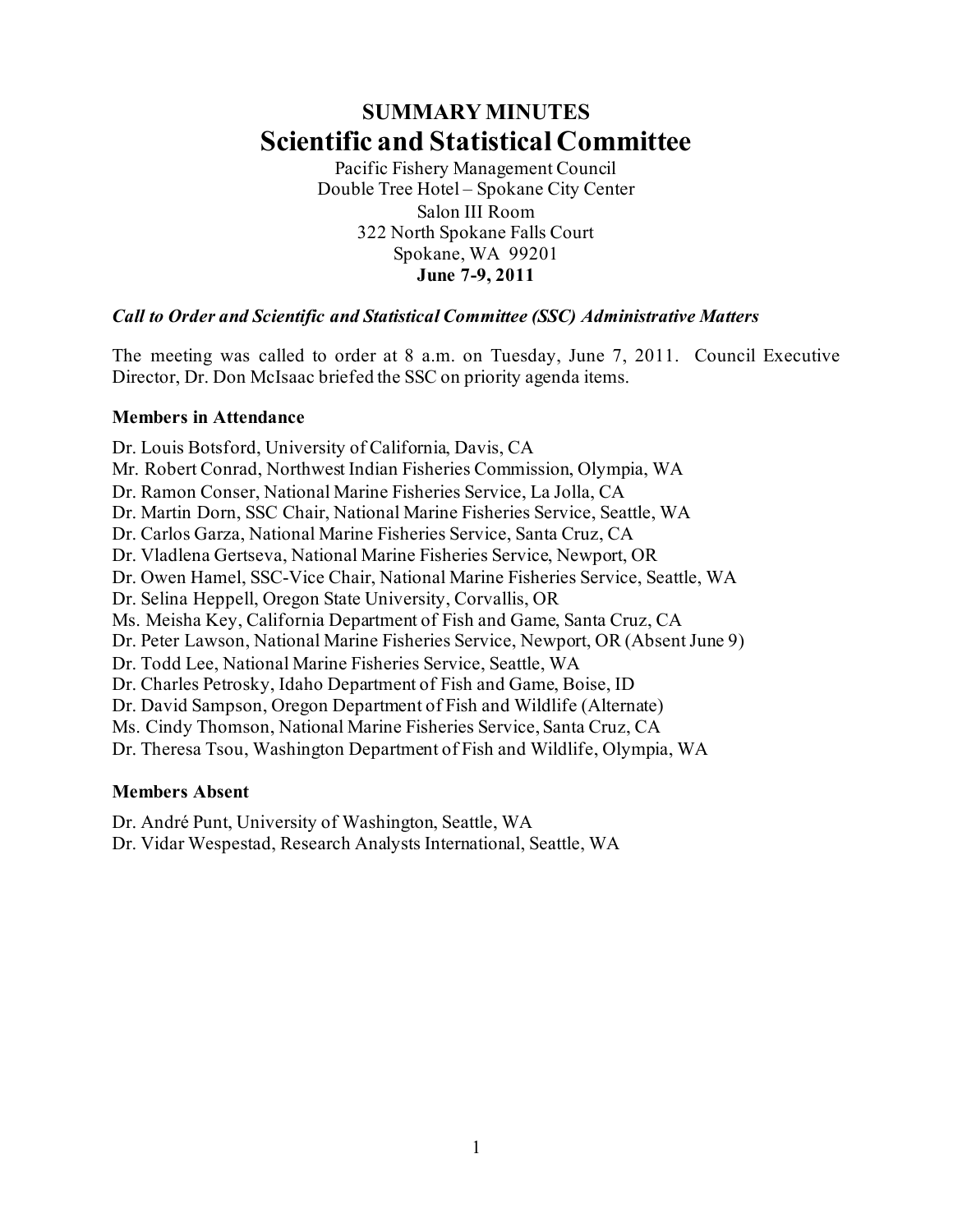# SUMMARY MINUTES

# Scientific and Statistical Committee

Pacific Fishery Management Council
Double Tree Hotel – Spokane City Center
Salon III Room
322 North Spokane Falls Court
Spokane, WA 99201
**June 7-9, 2011**

### *Call to Order and Scientific and Statistical Committee (SSC) Administrative Matters*

The meeting was called to order at 8 a.m. on Tuesday, June 7, 2011. Council Executive Director, Dr. Don McIsaac briefed the SSC on priority agenda items.

**Members in Attendance**

Dr. Louis Botsford, University of California, Davis, CA
Mr. Robert Conrad, Northwest Indian Fisheries Commission, Olympia, WA
Dr. Ramon Conser, National Marine Fisheries Service, La Jolla, CA
Dr. Martin Dorn, SSC Chair, National Marine Fisheries Service, Seattle, WA
Dr. Carlos Garza, National Marine Fisheries Service, Santa Cruz, CA
Dr. Vladlena Gertseva, National Marine Fisheries Service, Newport, OR
Dr. Owen Hamel, SSC-Vice Chair, National Marine Fisheries Service, Seattle, WA
Dr. Selina Heppell, Oregon State University, Corvallis, OR
Ms. Meisha Key, California Department of Fish and Game, Santa Cruz, CA
Dr. Peter Lawson, National Marine Fisheries Service, Newport, OR (Absent June 9)
Dr. Todd Lee, National Marine Fisheries Service, Seattle, WA
Dr. Charles Petrosky, Idaho Department of Fish and Game, Boise, ID
Dr. David Sampson, Oregon Department of Fish and Wildlife (Alternate)
Ms. Cindy Thomson, National Marine Fisheries Service, Santa Cruz, CA
Dr. Theresa Tsou, Washington Department of Fish and Wildlife, Olympia, WA

**Members Absent**

Dr. André Punt, University of Washington, Seattle, WA
Dr. Vidar Wespestad, Research Analysts International, Seattle, WA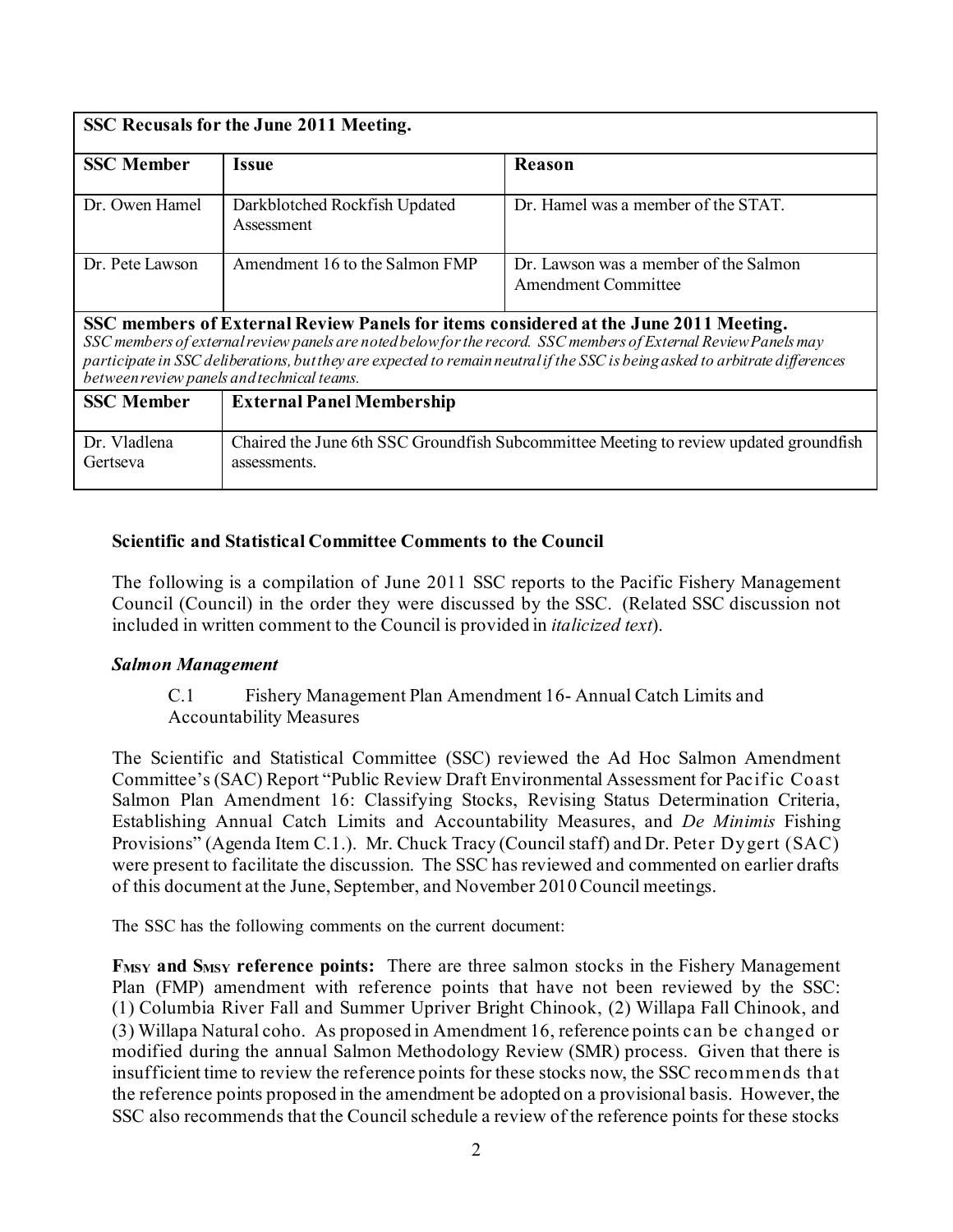| SSC Recusals for the June 2011 Meeting. | | |
|---|---|---|
| **SSC Member** | **Issue** | **Reason** |
| Dr. Owen Hamel | Darkblotched Rockfish Updated Assessment | Dr. Hamel was a member of the STAT. |
| Dr. Pete Lawson | Amendment 16 to the Salmon FMP | Dr. Lawson was a member of the Salmon Amendment Committee |

**SSC members of External Review Panels for items considered at the June 2011 Meeting.**
*SSC members of external review panels are noted below for the record. SSC members of External Review Panels may participate in SSC deliberations, but they are expected to remain neutral if the SSC is being asked to arbitrate differences between review panels and technical teams.*

| SSC Member | External Panel Membership |
|---|---|
| Dr. Vladlena Gertseva | Chaired the June 6th SSC Groundfish Subcommittee Meeting to review updated groundfish assessments. |

**Scientific and Statistical Committee Comments to the Council**

The following is a compilation of June 2011 SSC reports to the Pacific Fishery Management Council (Council) in the order they were discussed by the SSC. (Related SSC discussion not included in written comment to the Council is provided in *italicized text*).

***Salmon Management***

C.1 Fishery Management Plan Amendment 16- Annual Catch Limits and Accountability Measures

The Scientific and Statistical Committee (SSC) reviewed the Ad Hoc Salmon Amendment Committee's (SAC) Report "Public Review Draft Environmental Assessment for Pacific Coast Salmon Plan Amendment 16: Classifying Stocks, Revising Status Determination Criteria, Establishing Annual Catch Limits and Accountability Measures, and *De Minimis* Fishing Provisions" (Agenda Item C.1.). Mr. Chuck Tracy (Council staff) and Dr. Peter Dygert (SAC) were present to facilitate the discussion. The SSC has reviewed and commented on earlier drafts of this document at the June, September, and November 2010 Council meetings.

The SSC has the following comments on the current document:

**$F_{MSY}$ and $S_{MSY}$ reference points:** There are three salmon stocks in the Fishery Management Plan (FMP) amendment with reference points that have not been reviewed by the SSC: (1) Columbia River Fall and Summer Upriver Bright Chinook, (2) Willapa Fall Chinook, and (3) Willapa Natural coho. As proposed in Amendment 16, reference points can be changed or modified during the annual Salmon Methodology Review (SMR) process. Given that there is insufficient time to review the reference points for these stocks now, the SSC recommends that the reference points proposed in the amendment be adopted on a provisional basis. However, the SSC also recommends that the Council schedule a review of the reference points for these stocks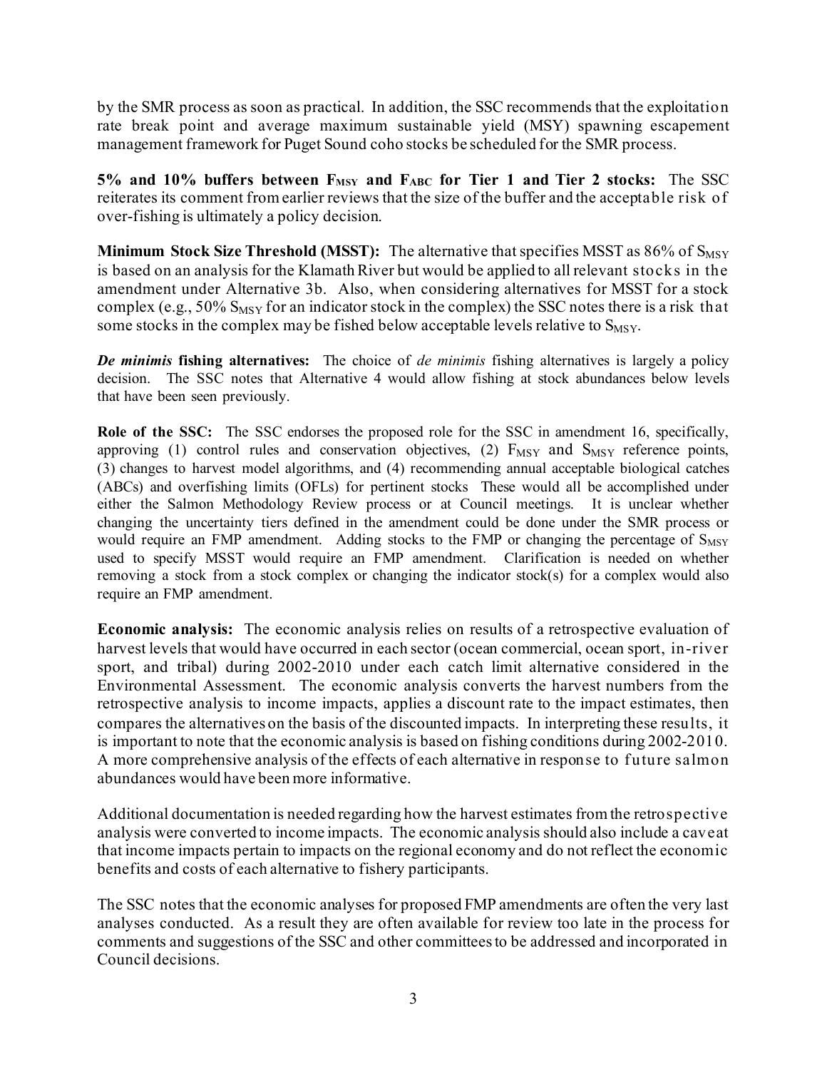by the SMR process as soon as practical. In addition, the SSC recommends that the exploitation rate break point and average maximum sustainable yield (MSY) spawning escapement management framework for Puget Sound coho stocks be scheduled for the SMR process.

**5% and 10% buffers between $F_{MSY}$ and $F_{ABC}$ for Tier 1 and Tier 2 stocks:** The SSC reiterates its comment from earlier reviews that the size of the buffer and the acceptable risk of over-fishing is ultimately a policy decision.

**Minimum Stock Size Threshold (MSST):** The alternative that specifies MSST as 86% of $S_{MSY}$ is based on an analysis for the Klamath River but would be applied to all relevant stocks in the amendment under Alternative 3b. Also, when considering alternatives for MSST for a stock complex (e.g., 50% $S_{MSY}$ for an indicator stock in the complex) the SSC notes there is a risk that some stocks in the complex may be fished below acceptable levels relative to $S_{MSY}$.

***De minimis* fishing alternatives:** The choice of *de minimis* fishing alternatives is largely a policy decision. The SSC notes that Alternative 4 would allow fishing at stock abundances below levels that have been seen previously.

**Role of the SSC:** The SSC endorses the proposed role for the SSC in amendment 16, specifically, approving (1) control rules and conservation objectives, (2) $F_{MSY}$ and $S_{MSY}$ reference points, (3) changes to harvest model algorithms, and (4) recommending annual acceptable biological catches (ABCs) and overfishing limits (OFLs) for pertinent stocks These would all be accomplished under either the Salmon Methodology Review process or at Council meetings. It is unclear whether changing the uncertainty tiers defined in the amendment could be done under the SMR process or would require an FMP amendment. Adding stocks to the FMP or changing the percentage of $S_{MSY}$ used to specify MSST would require an FMP amendment. Clarification is needed on whether removing a stock from a stock complex or changing the indicator stock(s) for a complex would also require an FMP amendment.

**Economic analysis:** The economic analysis relies on results of a retrospective evaluation of harvest levels that would have occurred in each sector (ocean commercial, ocean sport, in-river sport, and tribal) during 2002-2010 under each catch limit alternative considered in the Environmental Assessment. The economic analysis converts the harvest numbers from the retrospective analysis to income impacts, applies a discount rate to the impact estimates, then compares the alternatives on the basis of the discounted impacts. In interpreting these results, it is important to note that the economic analysis is based on fishing conditions during 2002-2010. A more comprehensive analysis of the effects of each alternative in response to future salmon abundances would have been more informative.

Additional documentation is needed regarding how the harvest estimates from the retrospective analysis were converted to income impacts. The economic analysis should also include a caveat that income impacts pertain to impacts on the regional economy and do not reflect the economic benefits and costs of each alternative to fishery participants.

The SSC notes that the economic analyses for proposed FMP amendments are often the very last analyses conducted. As a result they are often available for review too late in the process for comments and suggestions of the SSC and other committees to be addressed and incorporated in Council decisions.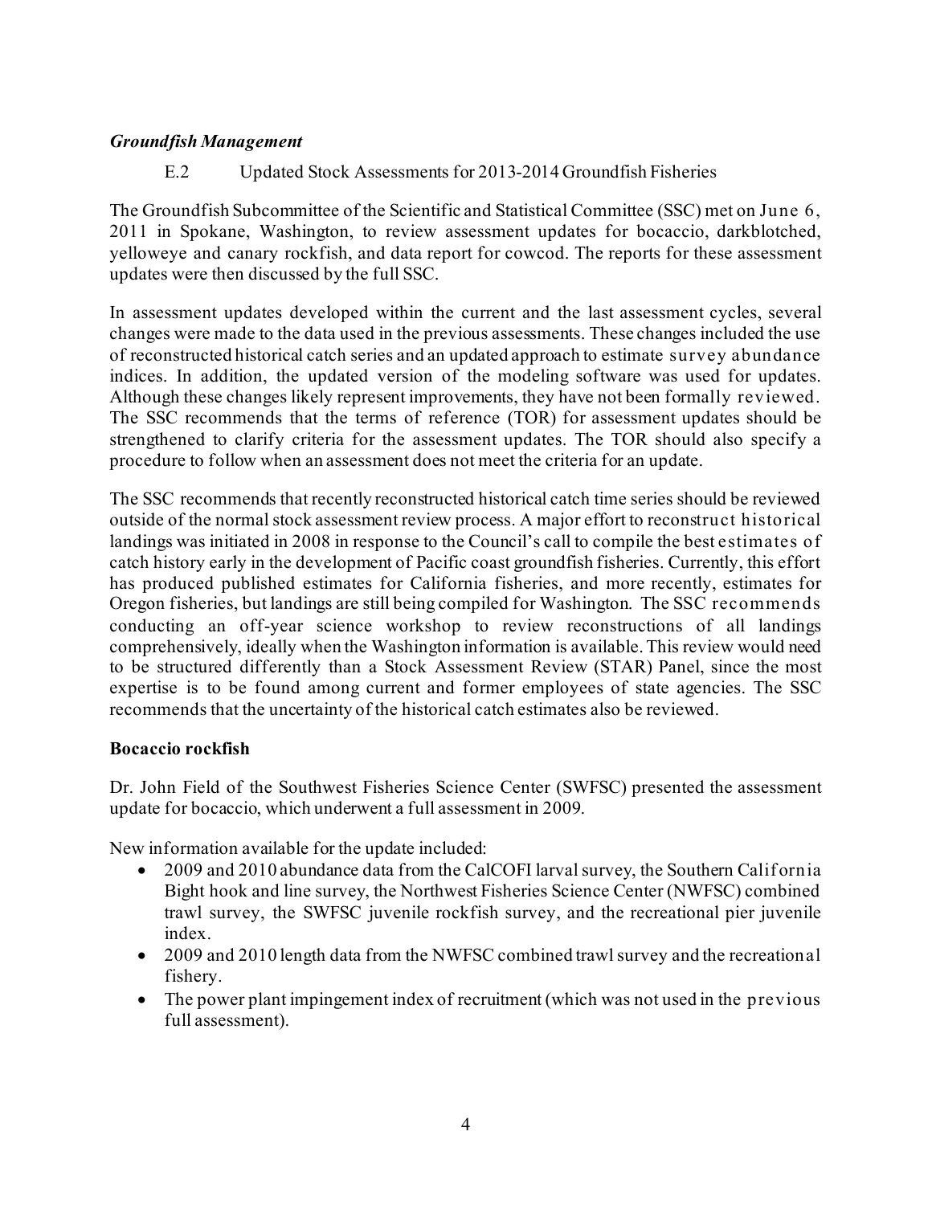***Groundfish Management***

E.2 Updated Stock Assessments for 2013-2014 Groundfish Fisheries

The Groundfish Subcommittee of the Scientific and Statistical Committee (SSC) met on June 6, 2011 in Spokane, Washington, to review assessment updates for bocaccio, darkblotched, yelloweye and canary rockfish, and data report for cowcod. The reports for these assessment updates were then discussed by the full SSC.

In assessment updates developed within the current and the last assessment cycles, several changes were made to the data used in the previous assessments. These changes included the use of reconstructed historical catch series and an updated approach to estimate survey abundance indices. In addition, the updated version of the modeling software was used for updates. Although these changes likely represent improvements, they have not been formally reviewed. The SSC recommends that the terms of reference (TOR) for assessment updates should be strengthened to clarify criteria for the assessment updates. The TOR should also specify a procedure to follow when an assessment does not meet the criteria for an update.

The SSC recommends that recently reconstructed historical catch time series should be reviewed outside of the normal stock assessment review process. A major effort to reconstruct historical landings was initiated in 2008 in response to the Council's call to compile the best estimates of catch history early in the development of Pacific coast groundfish fisheries. Currently, this effort has produced published estimates for California fisheries, and more recently, estimates for Oregon fisheries, but landings are still being compiled for Washington. The SSC recommends conducting an off-year science workshop to review reconstructions of all landings comprehensively, ideally when the Washington information is available. This review would need to be structured differently than a Stock Assessment Review (STAR) Panel, since the most expertise is to be found among current and former employees of state agencies. The SSC recommends that the uncertainty of the historical catch estimates also be reviewed.

**Bocaccio rockfish**

Dr. John Field of the Southwest Fisheries Science Center (SWFSC) presented the assessment update for bocaccio, which underwent a full assessment in 2009.

New information available for the update included:

- 2009 and 2010 abundance data from the CalCOFI larval survey, the Southern California Bight hook and line survey, the Northwest Fisheries Science Center (NWFSC) combined trawl survey, the SWFSC juvenile rockfish survey, and the recreational pier juvenile index.
- 2009 and 2010 length data from the NWFSC combined trawl survey and the recreational fishery.
- The power plant impingement index of recruitment (which was not used in the previous full assessment).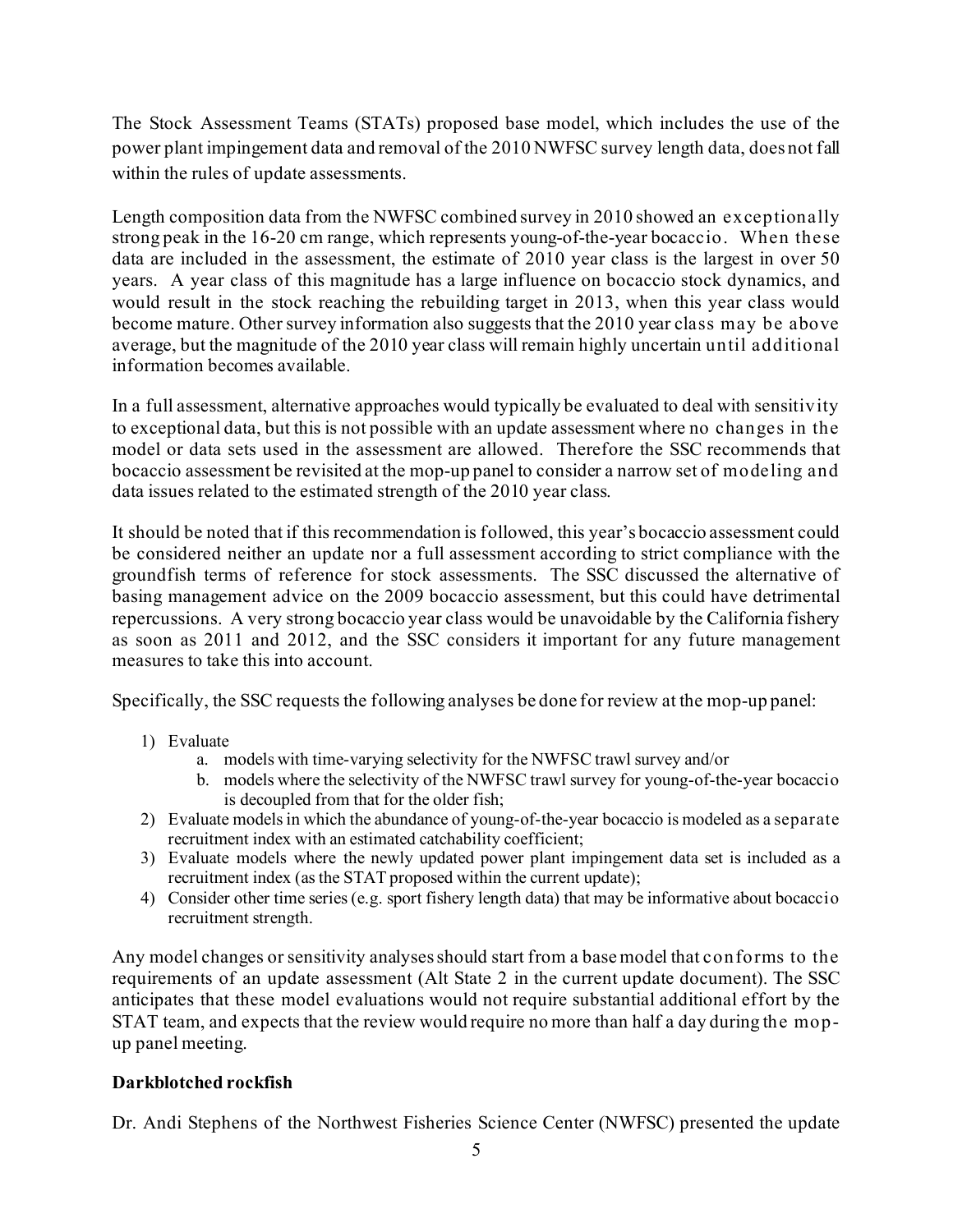The Stock Assessment Teams (STATs) proposed base model, which includes the use of the power plant impingement data and removal of the 2010 NWFSC survey length data, does not fall within the rules of update assessments.

Length composition data from the NWFSC combined survey in 2010 showed an exceptionally strong peak in the 16-20 cm range, which represents young-of-the-year bocaccio. When these data are included in the assessment, the estimate of 2010 year class is the largest in over 50 years. A year class of this magnitude has a large influence on bocaccio stock dynamics, and would result in the stock reaching the rebuilding target in 2013, when this year class would become mature. Other survey information also suggests that the 2010 year class may be above average, but the magnitude of the 2010 year class will remain highly uncertain until additional information becomes available.

In a full assessment, alternative approaches would typically be evaluated to deal with sensitivity to exceptional data, but this is not possible with an update assessment where no changes in the model or data sets used in the assessment are allowed. Therefore the SSC recommends that bocaccio assessment be revisited at the mop-up panel to consider a narrow set of modeling and data issues related to the estimated strength of the 2010 year class.

It should be noted that if this recommendation is followed, this year's bocaccio assessment could be considered neither an update nor a full assessment according to strict compliance with the groundfish terms of reference for stock assessments. The SSC discussed the alternative of basing management advice on the 2009 bocaccio assessment, but this could have detrimental repercussions. A very strong bocaccio year class would be unavoidable by the California fishery as soon as 2011 and 2012, and the SSC considers it important for any future management measures to take this into account.

Specifically, the SSC requests the following analyses be done for review at the mop-up panel:

1) Evaluate
    a. models with time-varying selectivity for the NWFSC trawl survey and/or
    b. models where the selectivity of the NWFSC trawl survey for young-of-the-year bocaccio is decoupled from that for the older fish;
2) Evaluate models in which the abundance of young-of-the-year bocaccio is modeled as a separate recruitment index with an estimated catchability coefficient;
3) Evaluate models where the newly updated power plant impingement data set is included as a recruitment index (as the STAT proposed within the current update);
4) Consider other time series (e.g. sport fishery length data) that may be informative about bocaccio recruitment strength.

Any model changes or sensitivity analyses should start from a base model that conforms to the requirements of an update assessment (Alt State 2 in the current update document). The SSC anticipates that these model evaluations would not require substantial additional effort by the STAT team, and expects that the review would require no more than half a day during the mop-up panel meeting.

**Darkblotched rockfish**

Dr. Andi Stephens of the Northwest Fisheries Science Center (NWFSC) presented the update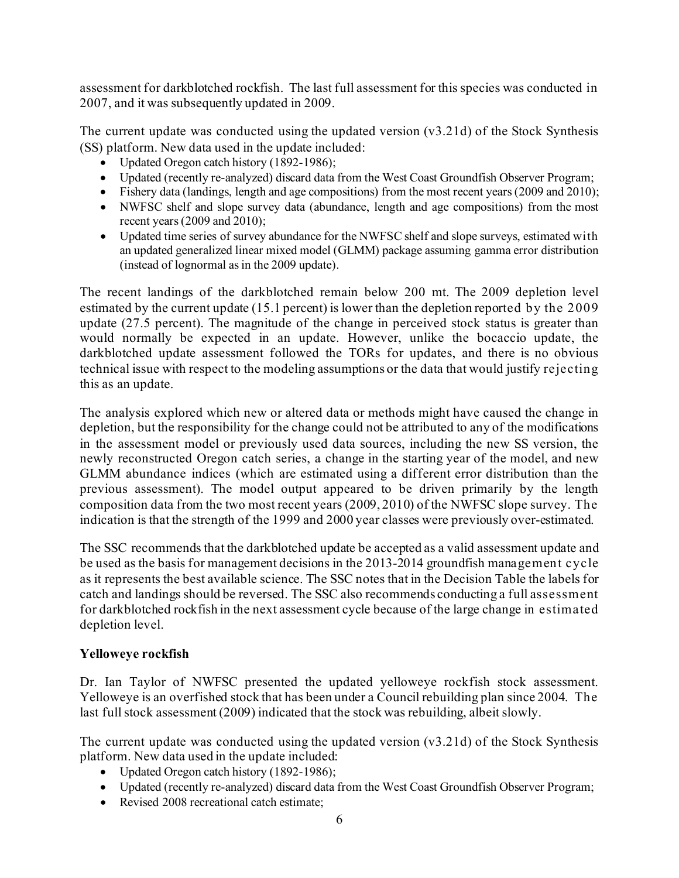assessment for darkblotched rockfish. The last full assessment for this species was conducted in 2007, and it was subsequently updated in 2009.

The current update was conducted using the updated version (v3.21d) of the Stock Synthesis (SS) platform. New data used in the update included:

- Updated Oregon catch history (1892-1986);
- Updated (recently re-analyzed) discard data from the West Coast Groundfish Observer Program;
- Fishery data (landings, length and age compositions) from the most recent years (2009 and 2010);
- NWFSC shelf and slope survey data (abundance, length and age compositions) from the most recent years (2009 and 2010);
- Updated time series of survey abundance for the NWFSC shelf and slope surveys, estimated with an updated generalized linear mixed model (GLMM) package assuming gamma error distribution (instead of lognormal as in the 2009 update).

The recent landings of the darkblotched remain below 200 mt. The 2009 depletion level estimated by the current update (15.1 percent) is lower than the depletion reported by the 2009 update (27.5 percent). The magnitude of the change in perceived stock status is greater than would normally be expected in an update. However, unlike the bocaccio update, the darkblotched update assessment followed the TORs for updates, and there is no obvious technical issue with respect to the modeling assumptions or the data that would justify rejecting this as an update.

The analysis explored which new or altered data or methods might have caused the change in depletion, but the responsibility for the change could not be attributed to any of the modifications in the assessment model or previously used data sources, including the new SS version, the newly reconstructed Oregon catch series, a change in the starting year of the model, and new GLMM abundance indices (which are estimated using a different error distribution than the previous assessment). The model output appeared to be driven primarily by the length composition data from the two most recent years (2009, 2010) of the NWFSC slope survey. The indication is that the strength of the 1999 and 2000 year classes were previously over-estimated.

The SSC recommends that the darkblotched update be accepted as a valid assessment update and be used as the basis for management decisions in the 2013-2014 groundfish management cycle as it represents the best available science. The SSC notes that in the Decision Table the labels for catch and landings should be reversed. The SSC also recommends conducting a full assessment for darkblotched rockfish in the next assessment cycle because of the large change in estimated depletion level.

**Yelloweye rockfish**

Dr. Ian Taylor of NWFSC presented the updated yelloweye rockfish stock assessment. Yelloweye is an overfished stock that has been under a Council rebuilding plan since 2004. The last full stock assessment (2009) indicated that the stock was rebuilding, albeit slowly.

The current update was conducted using the updated version (v3.21d) of the Stock Synthesis platform. New data used in the update included:

- Updated Oregon catch history (1892-1986);
- Updated (recently re-analyzed) discard data from the West Coast Groundfish Observer Program;
- Revised 2008 recreational catch estimate;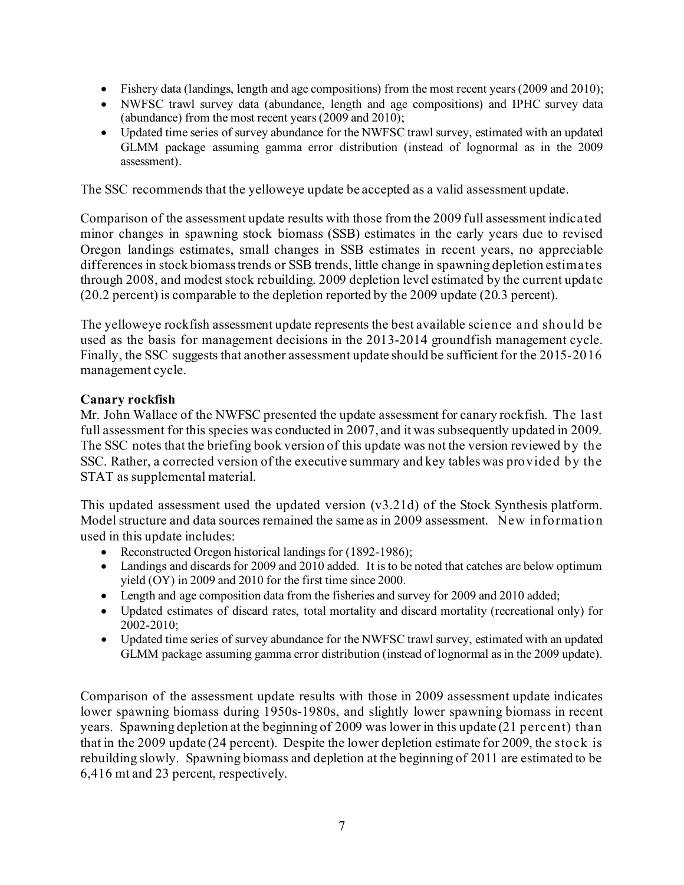- Fishery data (landings, length and age compositions) from the most recent years (2009 and 2010);
- NWFSC trawl survey data (abundance, length and age compositions) and IPHC survey data (abundance) from the most recent years (2009 and 2010);
- Updated time series of survey abundance for the NWFSC trawl survey, estimated with an updated GLMM package assuming gamma error distribution (instead of lognormal as in the 2009 assessment).

The SSC recommends that the yelloweye update be accepted as a valid assessment update.

Comparison of the assessment update results with those from the 2009 full assessment indicated minor changes in spawning stock biomass (SSB) estimates in the early years due to revised Oregon landings estimates, small changes in SSB estimates in recent years, no appreciable differences in stock biomass trends or SSB trends, little change in spawning depletion estimates through 2008, and modest stock rebuilding. 2009 depletion level estimated by the current update (20.2 percent) is comparable to the depletion reported by the 2009 update (20.3 percent).

The yelloweye rockfish assessment update represents the best available science and should be used as the basis for management decisions in the 2013-2014 groundfish management cycle. Finally, the SSC suggests that another assessment update should be sufficient for the 2015-2016 management cycle.

**Canary rockfish**

Mr. John Wallace of the NWFSC presented the update assessment for canary rockfish. The last full assessment for this species was conducted in 2007, and it was subsequently updated in 2009. The SSC notes that the briefing book version of this update was not the version reviewed by the SSC. Rather, a corrected version of the executive summary and key tables was provided by the STAT as supplemental material.

This updated assessment used the updated version (v3.21d) of the Stock Synthesis platform. Model structure and data sources remained the same as in 2009 assessment. New information used in this update includes:

- Reconstructed Oregon historical landings for (1892-1986);
- Landings and discards for 2009 and 2010 added. It is to be noted that catches are below optimum yield (OY) in 2009 and 2010 for the first time since 2000.
- Length and age composition data from the fisheries and survey for 2009 and 2010 added;
- Updated estimates of discard rates, total mortality and discard mortality (recreational only) for 2002-2010;
- Updated time series of survey abundance for the NWFSC trawl survey, estimated with an updated GLMM package assuming gamma error distribution (instead of lognormal as in the 2009 update).

Comparison of the assessment update results with those in 2009 assessment update indicates lower spawning biomass during 1950s-1980s, and slightly lower spawning biomass in recent years. Spawning depletion at the beginning of 2009 was lower in this update (21 percent) than that in the 2009 update (24 percent). Despite the lower depletion estimate for 2009, the stock is rebuilding slowly. Spawning biomass and depletion at the beginning of 2011 are estimated to be 6,416 mt and 23 percent, respectively.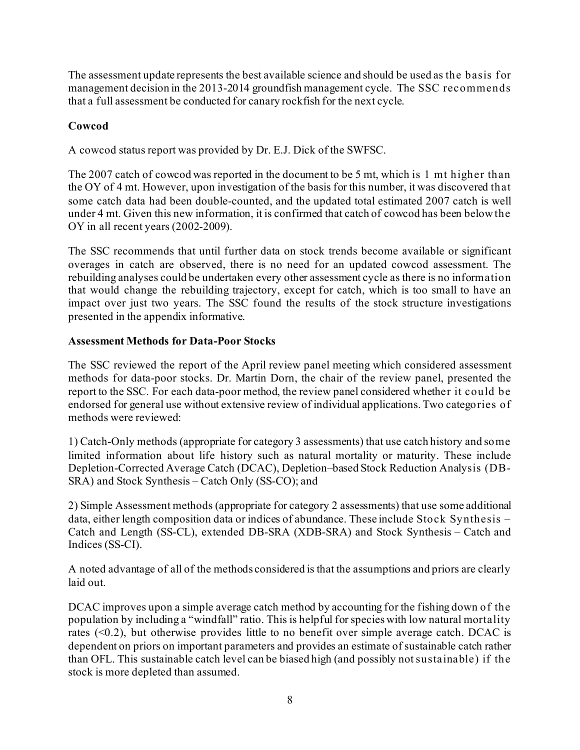The assessment update represents the best available science and should be used as the basis for management decision in the 2013-2014 groundfish management cycle. The SSC recommends that a full assessment be conducted for canary rockfish for the next cycle.

**Cowcod**

A cowcod status report was provided by Dr. E.J. Dick of the SWFSC.

The 2007 catch of cowcod was reported in the document to be 5 mt, which is 1 mt higher than the OY of 4 mt. However, upon investigation of the basis for this number, it was discovered that some catch data had been double-counted, and the updated total estimated 2007 catch is well under 4 mt. Given this new information, it is confirmed that catch of cowcod has been below the OY in all recent years (2002-2009).

The SSC recommends that until further data on stock trends become available or significant overages in catch are observed, there is no need for an updated cowcod assessment. The rebuilding analyses could be undertaken every other assessment cycle as there is no information that would change the rebuilding trajectory, except for catch, which is too small to have an impact over just two years. The SSC found the results of the stock structure investigations presented in the appendix informative.

**Assessment Methods for Data-Poor Stocks**

The SSC reviewed the report of the April review panel meeting which considered assessment methods for data-poor stocks. Dr. Martin Dorn, the chair of the review panel, presented the report to the SSC. For each data-poor method, the review panel considered whether it could be endorsed for general use without extensive review of individual applications. Two categories of methods were reviewed:

1) Catch-Only methods (appropriate for category 3 assessments) that use catch history and some limited information about life history such as natural mortality or maturity. These include Depletion-Corrected Average Catch (DCAC), Depletion–based Stock Reduction Analysis (DB-SRA) and Stock Synthesis – Catch Only (SS-CO); and

2) Simple Assessment methods (appropriate for category 2 assessments) that use some additional data, either length composition data or indices of abundance. These include Stock Synthesis – Catch and Length (SS-CL), extended DB-SRA (XDB-SRA) and Stock Synthesis – Catch and Indices (SS-CI).

A noted advantage of all of the methods considered is that the assumptions and priors are clearly laid out.

DCAC improves upon a simple average catch method by accounting for the fishing down of the population by including a "windfall" ratio. This is helpful for species with low natural mortality rates (<0.2), but otherwise provides little to no benefit over simple average catch. DCAC is dependent on priors on important parameters and provides an estimate of sustainable catch rather than OFL. This sustainable catch level can be biased high (and possibly not sustainable) if the stock is more depleted than assumed.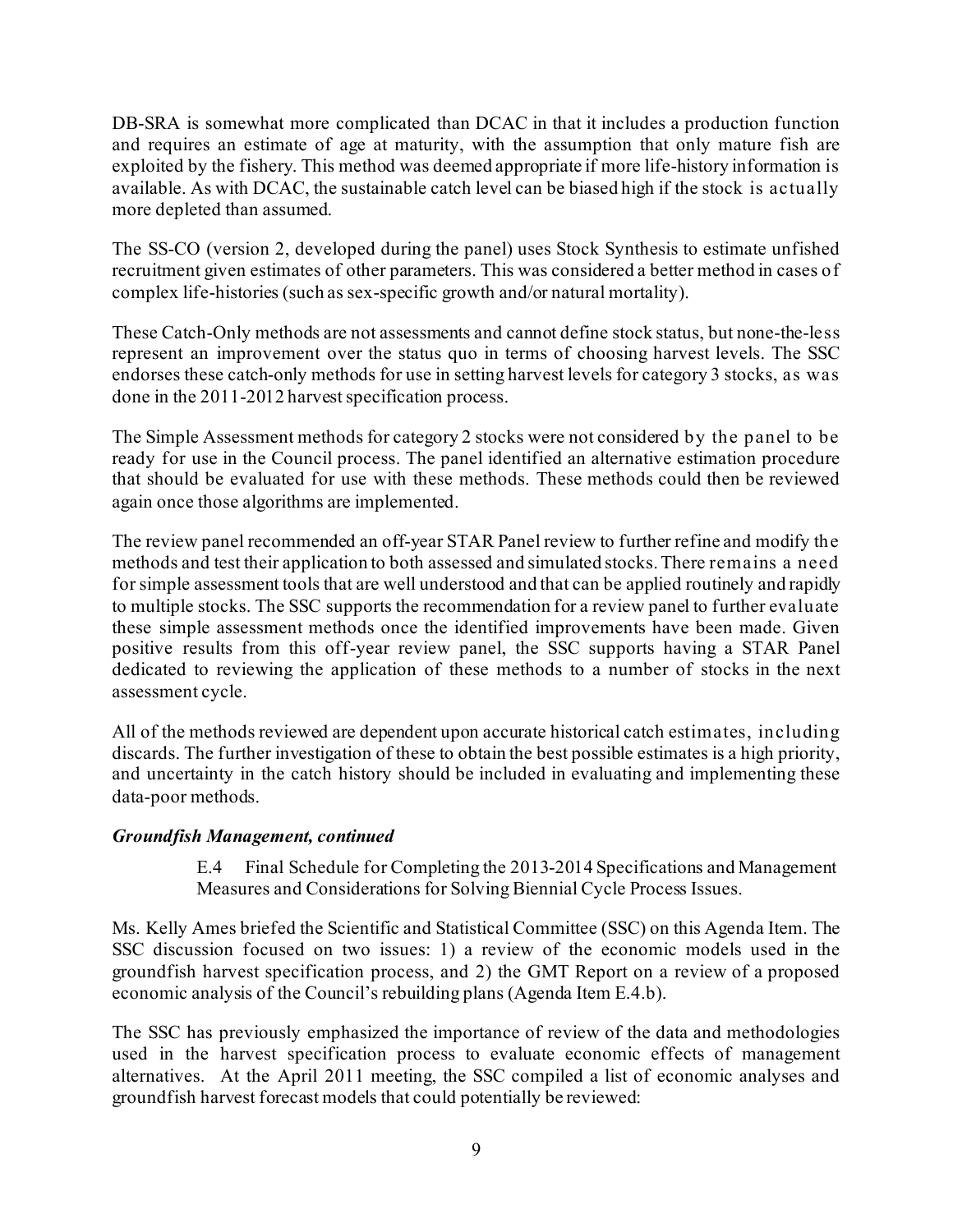DB-SRA is somewhat more complicated than DCAC in that it includes a production function and requires an estimate of age at maturity, with the assumption that only mature fish are exploited by the fishery. This method was deemed appropriate if more life-history information is available. As with DCAC, the sustainable catch level can be biased high if the stock is actually more depleted than assumed.

The SS-CO (version 2, developed during the panel) uses Stock Synthesis to estimate unfished recruitment given estimates of other parameters. This was considered a better method in cases of complex life-histories (such as sex-specific growth and/or natural mortality).

These Catch-Only methods are not assessments and cannot define stock status, but none-the-less represent an improvement over the status quo in terms of choosing harvest levels. The SSC endorses these catch-only methods for use in setting harvest levels for category 3 stocks, as was done in the 2011-2012 harvest specification process.

The Simple Assessment methods for category 2 stocks were not considered by the panel to be ready for use in the Council process. The panel identified an alternative estimation procedure that should be evaluated for use with these methods. These methods could then be reviewed again once those algorithms are implemented.

The review panel recommended an off-year STAR Panel review to further refine and modify the methods and test their application to both assessed and simulated stocks. There remains a need for simple assessment tools that are well understood and that can be applied routinely and rapidly to multiple stocks. The SSC supports the recommendation for a review panel to further evaluate these simple assessment methods once the identified improvements have been made. Given positive results from this off-year review panel, the SSC supports having a STAR Panel dedicated to reviewing the application of these methods to a number of stocks in the next assessment cycle.

All of the methods reviewed are dependent upon accurate historical catch estimates, including discards. The further investigation of these to obtain the best possible estimates is a high priority, and uncertainty in the catch history should be included in evaluating and implementing these data-poor methods.

***Groundfish Management, continued***

E.4 Final Schedule for Completing the 2013-2014 Specifications and Management Measures and Considerations for Solving Biennial Cycle Process Issues.

Ms. Kelly Ames briefed the Scientific and Statistical Committee (SSC) on this Agenda Item. The SSC discussion focused on two issues: 1) a review of the economic models used in the groundfish harvest specification process, and 2) the GMT Report on a review of a proposed economic analysis of the Council's rebuilding plans (Agenda Item E.4.b).

The SSC has previously emphasized the importance of review of the data and methodologies used in the harvest specification process to evaluate economic effects of management alternatives. At the April 2011 meeting, the SSC compiled a list of economic analyses and groundfish harvest forecast models that could potentially be reviewed: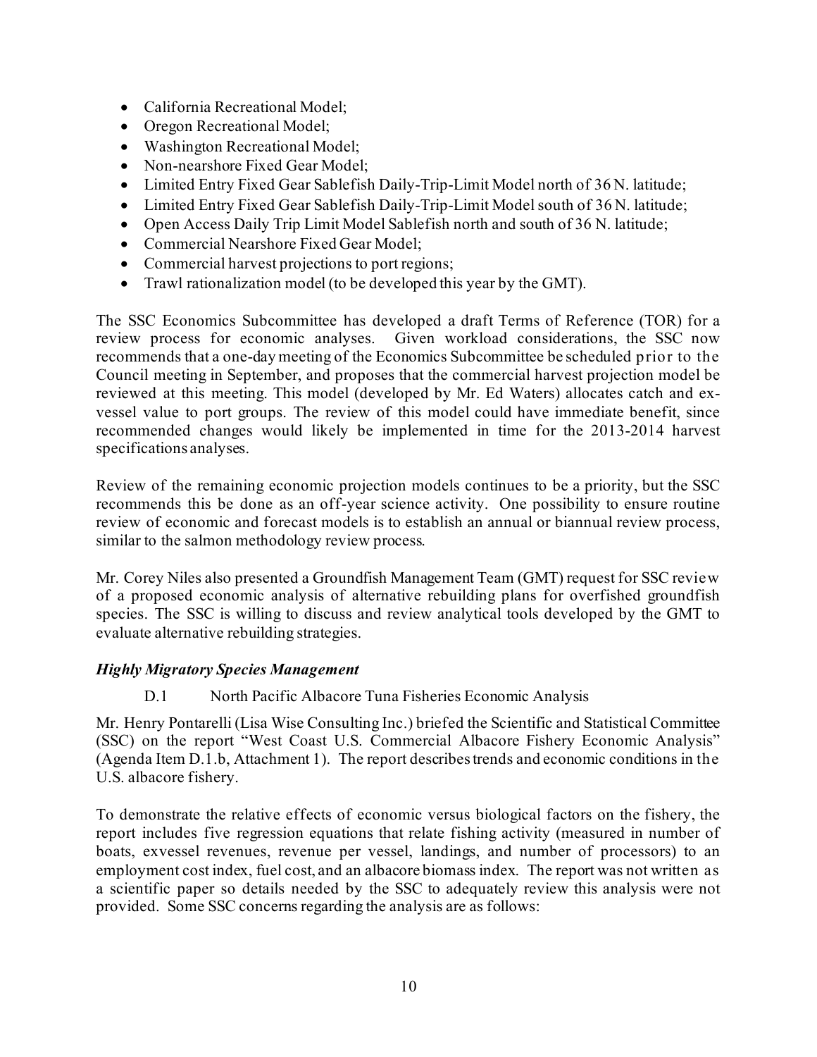- California Recreational Model;
- Oregon Recreational Model;
- Washington Recreational Model;
- Non-nearshore Fixed Gear Model;
- Limited Entry Fixed Gear Sablefish Daily-Trip-Limit Model north of 36 N. latitude;
- Limited Entry Fixed Gear Sablefish Daily-Trip-Limit Model south of 36 N. latitude;
- Open Access Daily Trip Limit Model Sablefish north and south of 36 N. latitude;
- Commercial Nearshore Fixed Gear Model;
- Commercial harvest projections to port regions;
- Trawl rationalization model (to be developed this year by the GMT).

The SSC Economics Subcommittee has developed a draft Terms of Reference (TOR) for a review process for economic analyses. Given workload considerations, the SSC now recommends that a one-day meeting of the Economics Subcommittee be scheduled prior to the Council meeting in September, and proposes that the commercial harvest projection model be reviewed at this meeting. This model (developed by Mr. Ed Waters) allocates catch and ex-vessel value to port groups. The review of this model could have immediate benefit, since recommended changes would likely be implemented in time for the 2013-2014 harvest specifications analyses.

Review of the remaining economic projection models continues to be a priority, but the SSC recommends this be done as an off-year science activity. One possibility to ensure routine review of economic and forecast models is to establish an annual or biannual review process, similar to the salmon methodology review process.

Mr. Corey Niles also presented a Groundfish Management Team (GMT) request for SSC review of a proposed economic analysis of alternative rebuilding plans for overfished groundfish species. The SSC is willing to discuss and review analytical tools developed by the GMT to evaluate alternative rebuilding strategies.

### *Highly Migratory Species Management*

D.1 North Pacific Albacore Tuna Fisheries Economic Analysis

Mr. Henry Pontarelli (Lisa Wise Consulting Inc.) briefed the Scientific and Statistical Committee (SSC) on the report "West Coast U.S. Commercial Albacore Fishery Economic Analysis" (Agenda Item D.1.b, Attachment 1). The report describes trends and economic conditions in the U.S. albacore fishery.

To demonstrate the relative effects of economic versus biological factors on the fishery, the report includes five regression equations that relate fishing activity (measured in number of boats, exvessel revenues, revenue per vessel, landings, and number of processors) to an employment cost index, fuel cost, and an albacore biomass index. The report was not written as a scientific paper so details needed by the SSC to adequately review this analysis were not provided. Some SSC concerns regarding the analysis are as follows: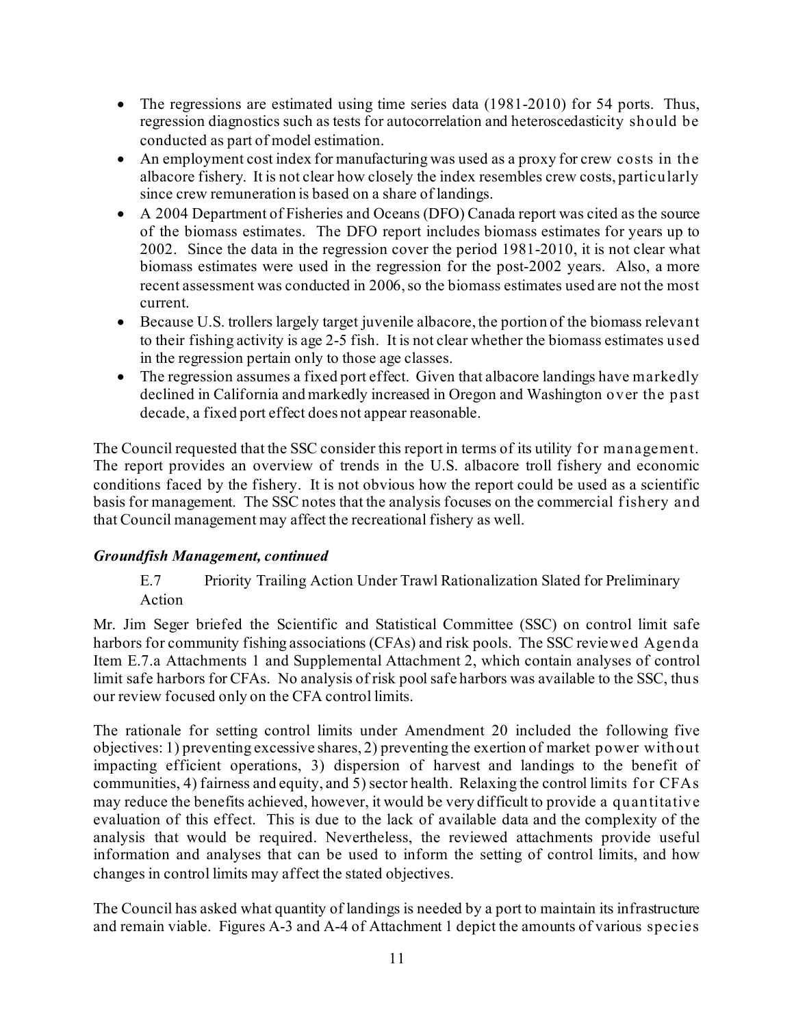- The regressions are estimated using time series data (1981-2010) for 54 ports. Thus, regression diagnostics such as tests for autocorrelation and heteroscedasticity should be conducted as part of model estimation.
- An employment cost index for manufacturing was used as a proxy for crew costs in the albacore fishery. It is not clear how closely the index resembles crew costs, particularly since crew remuneration is based on a share of landings.
- A 2004 Department of Fisheries and Oceans (DFO) Canada report was cited as the source of the biomass estimates. The DFO report includes biomass estimates for years up to 2002. Since the data in the regression cover the period 1981-2010, it is not clear what biomass estimates were used in the regression for the post-2002 years. Also, a more recent assessment was conducted in 2006, so the biomass estimates used are not the most current.
- Because U.S. trollers largely target juvenile albacore, the portion of the biomass relevant to their fishing activity is age 2-5 fish. It is not clear whether the biomass estimates used in the regression pertain only to those age classes.
- The regression assumes a fixed port effect. Given that albacore landings have markedly declined in California and markedly increased in Oregon and Washington over the past decade, a fixed port effect does not appear reasonable.

The Council requested that the SSC consider this report in terms of its utility for management. The report provides an overview of trends in the U.S. albacore troll fishery and economic conditions faced by the fishery. It is not obvious how the report could be used as a scientific basis for management. The SSC notes that the analysis focuses on the commercial fishery and that Council management may affect the recreational fishery as well.

***Groundfish Management, continued***

E.7 Priority Trailing Action Under Trawl Rationalization Slated for Preliminary Action

Mr. Jim Seger briefed the Scientific and Statistical Committee (SSC) on control limit safe harbors for community fishing associations (CFAs) and risk pools. The SSC reviewed Agenda Item E.7.a Attachments 1 and Supplemental Attachment 2, which contain analyses of control limit safe harbors for CFAs. No analysis of risk pool safe harbors was available to the SSC, thus our review focused only on the CFA control limits.

The rationale for setting control limits under Amendment 20 included the following five objectives: 1) preventing excessive shares, 2) preventing the exertion of market power without impacting efficient operations, 3) dispersion of harvest and landings to the benefit of communities, 4) fairness and equity, and 5) sector health. Relaxing the control limits for CFAs may reduce the benefits achieved, however, it would be very difficult to provide a quantitative evaluation of this effect. This is due to the lack of available data and the complexity of the analysis that would be required. Nevertheless, the reviewed attachments provide useful information and analyses that can be used to inform the setting of control limits, and how changes in control limits may affect the stated objectives.

The Council has asked what quantity of landings is needed by a port to maintain its infrastructure and remain viable. Figures A-3 and A-4 of Attachment 1 depict the amounts of various species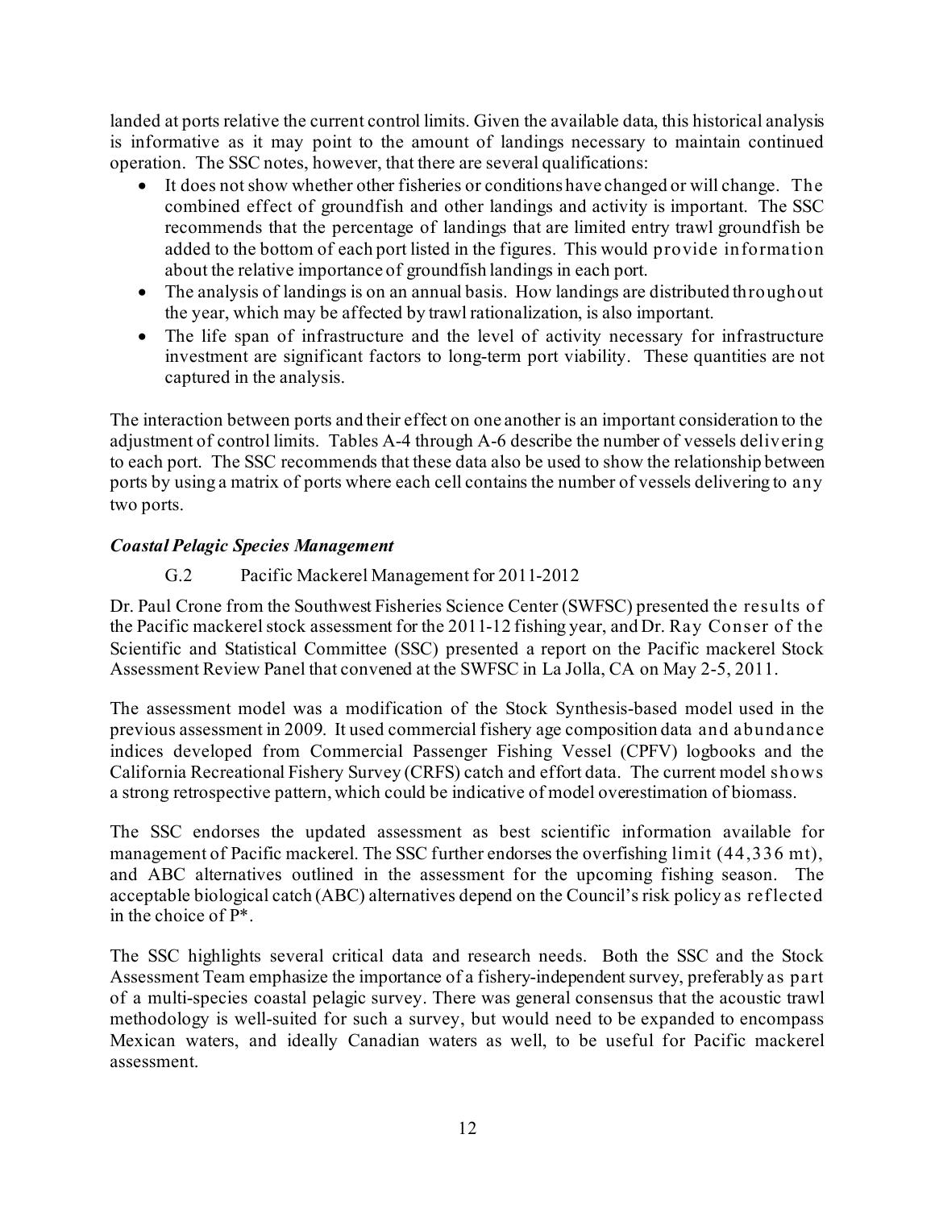landed at ports relative the current control limits. Given the available data, this historical analysis is informative as it may point to the amount of landings necessary to maintain continued operation. The SSC notes, however, that there are several qualifications:

- It does not show whether other fisheries or conditions have changed or will change. The combined effect of groundfish and other landings and activity is important. The SSC recommends that the percentage of landings that are limited entry trawl groundfish be added to the bottom of each port listed in the figures. This would provide information about the relative importance of groundfish landings in each port.
- The analysis of landings is on an annual basis. How landings are distributed throughout the year, which may be affected by trawl rationalization, is also important.
- The life span of infrastructure and the level of activity necessary for infrastructure investment are significant factors to long-term port viability. These quantities are not captured in the analysis.

The interaction between ports and their effect on one another is an important consideration to the adjustment of control limits. Tables A-4 through A-6 describe the number of vessels delivering to each port. The SSC recommends that these data also be used to show the relationship between ports by using a matrix of ports where each cell contains the number of vessels delivering to any two ports.

### *Coastal Pelagic Species Management*

G.2 Pacific Mackerel Management for 2011-2012

Dr. Paul Crone from the Southwest Fisheries Science Center (SWFSC) presented the results of the Pacific mackerel stock assessment for the 2011-12 fishing year, and Dr. Ray Conser of the Scientific and Statistical Committee (SSC) presented a report on the Pacific mackerel Stock Assessment Review Panel that convened at the SWFSC in La Jolla, CA on May 2-5, 2011.

The assessment model was a modification of the Stock Synthesis-based model used in the previous assessment in 2009. It used commercial fishery age composition data and abundance indices developed from Commercial Passenger Fishing Vessel (CPFV) logbooks and the California Recreational Fishery Survey (CRFS) catch and effort data. The current model shows a strong retrospective pattern, which could be indicative of model overestimation of biomass.

The SSC endorses the updated assessment as best scientific information available for management of Pacific mackerel. The SSC further endorses the overfishing limit (44,336 mt), and ABC alternatives outlined in the assessment for the upcoming fishing season. The acceptable biological catch (ABC) alternatives depend on the Council's risk policy as reflected in the choice of P*.

The SSC highlights several critical data and research needs. Both the SSC and the Stock Assessment Team emphasize the importance of a fishery-independent survey, preferably as part of a multi-species coastal pelagic survey. There was general consensus that the acoustic trawl methodology is well-suited for such a survey, but would need to be expanded to encompass Mexican waters, and ideally Canadian waters as well, to be useful for Pacific mackerel assessment.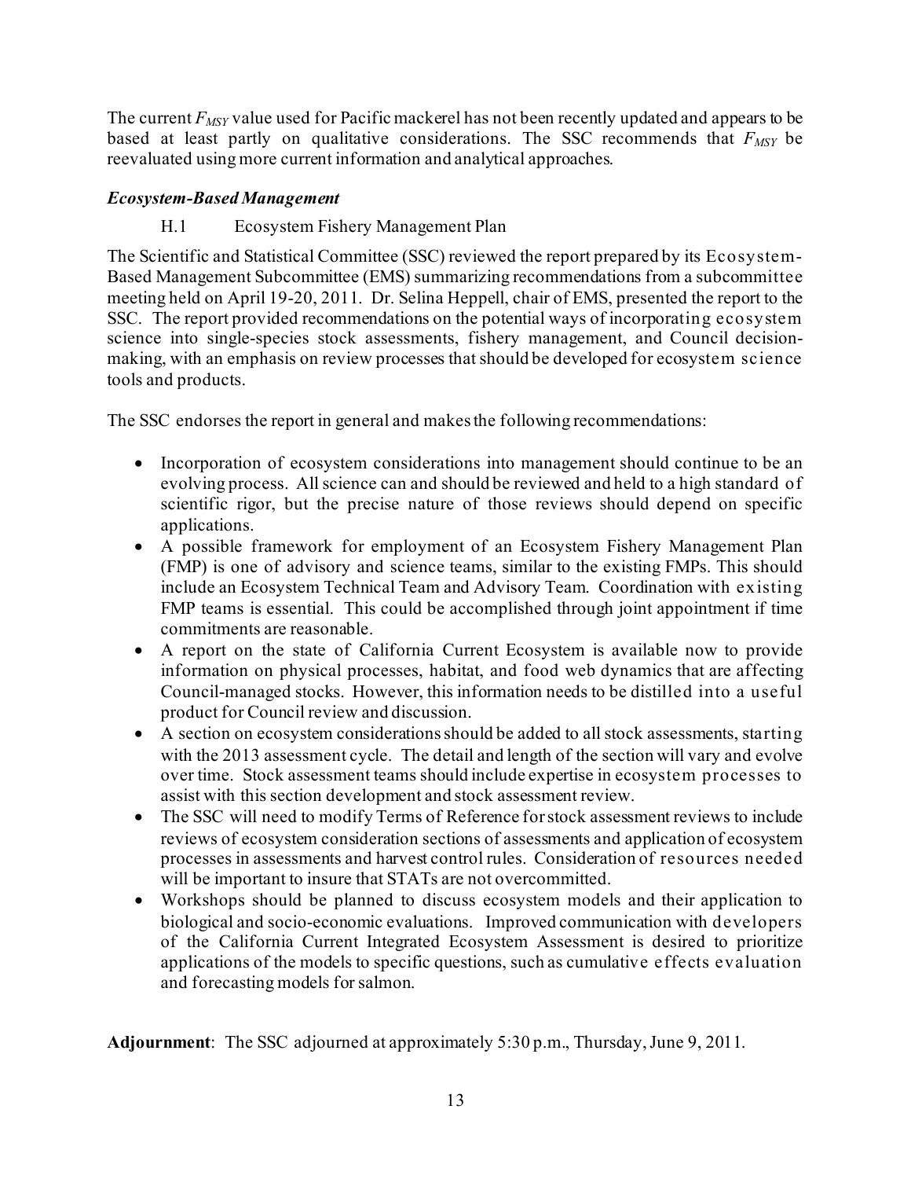The current $F_{MSY}$ value used for Pacific mackerel has not been recently updated and appears to be based at least partly on qualitative considerations. The SSC recommends that $F_{MSY}$ be reevaluated using more current information and analytical approaches.

***Ecosystem-Based Management***

H.1 Ecosystem Fishery Management Plan

The Scientific and Statistical Committee (SSC) reviewed the report prepared by its Ecosystem-Based Management Subcommittee (EMS) summarizing recommendations from a subcommittee meeting held on April 19-20, 2011. Dr. Selina Heppell, chair of EMS, presented the report to the SSC. The report provided recommendations on the potential ways of incorporating ecosystem science into single-species stock assessments, fishery management, and Council decision-making, with an emphasis on review processes that should be developed for ecosystem science tools and products.

The SSC endorses the report in general and makes the following recommendations:

- Incorporation of ecosystem considerations into management should continue to be an evolving process. All science can and should be reviewed and held to a high standard of scientific rigor, but the precise nature of those reviews should depend on specific applications.
- A possible framework for employment of an Ecosystem Fishery Management Plan (FMP) is one of advisory and science teams, similar to the existing FMPs. This should include an Ecosystem Technical Team and Advisory Team. Coordination with existing FMP teams is essential. This could be accomplished through joint appointment if time commitments are reasonable.
- A report on the state of California Current Ecosystem is available now to provide information on physical processes, habitat, and food web dynamics that are affecting Council-managed stocks. However, this information needs to be distilled into a useful product for Council review and discussion.
- A section on ecosystem considerations should be added to all stock assessments, starting with the 2013 assessment cycle. The detail and length of the section will vary and evolve over time. Stock assessment teams should include expertise in ecosystem processes to assist with this section development and stock assessment review.
- The SSC will need to modify Terms of Reference for stock assessment reviews to include reviews of ecosystem consideration sections of assessments and application of ecosystem processes in assessments and harvest control rules. Consideration of resources needed will be important to insure that STATs are not overcommitted.
- Workshops should be planned to discuss ecosystem models and their application to biological and socio-economic evaluations. Improved communication with developers of the California Current Integrated Ecosystem Assessment is desired to prioritize applications of the models to specific questions, such as cumulative effects evaluation and forecasting models for salmon.

**Adjournment**: The SSC adjourned at approximately 5:30 p.m., Thursday, June 9, 2011.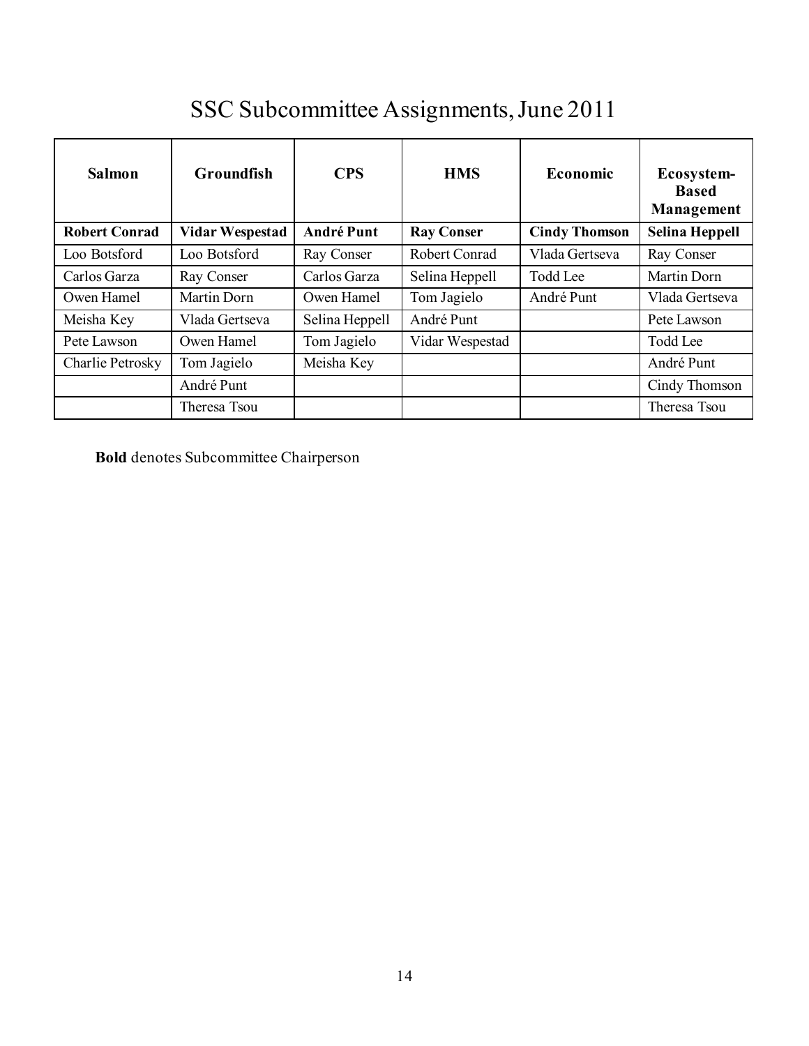# SSC Subcommittee Assignments, June 2011

| Salmon | Groundfish | CPS | HMS | Economic | Ecosystem-Based Management |
|---|---|---|---|---|---|
| **Robert Conrad** | **Vidar Wespestad** | **André Punt** | **Ray Conser** | **Cindy Thomson** | **Selina Heppell** |
| Loo Botsford | Loo Botsford | Ray Conser | Robert Conrad | Vlada Gertseva | Ray Conser |
| Carlos Garza | Ray Conser | Carlos Garza | Selina Heppell | Todd Lee | Martin Dorn |
| Owen Hamel | Martin Dorn | Owen Hamel | Tom Jagielo | André Punt | Vlada Gertseva |
| Meisha Key | Vlada Gertseva | Selina Heppell | André Punt | | Pete Lawson |
| Pete Lawson | Owen Hamel | Tom Jagielo | Vidar Wespestad | | Todd Lee |
| Charlie Petrosky | Tom Jagielo | Meisha Key | | | André Punt |
| | André Punt | | | | Cindy Thomson |
| | Theresa Tsou | | | | Theresa Tsou |

**Bold** denotes Subcommittee Chairperson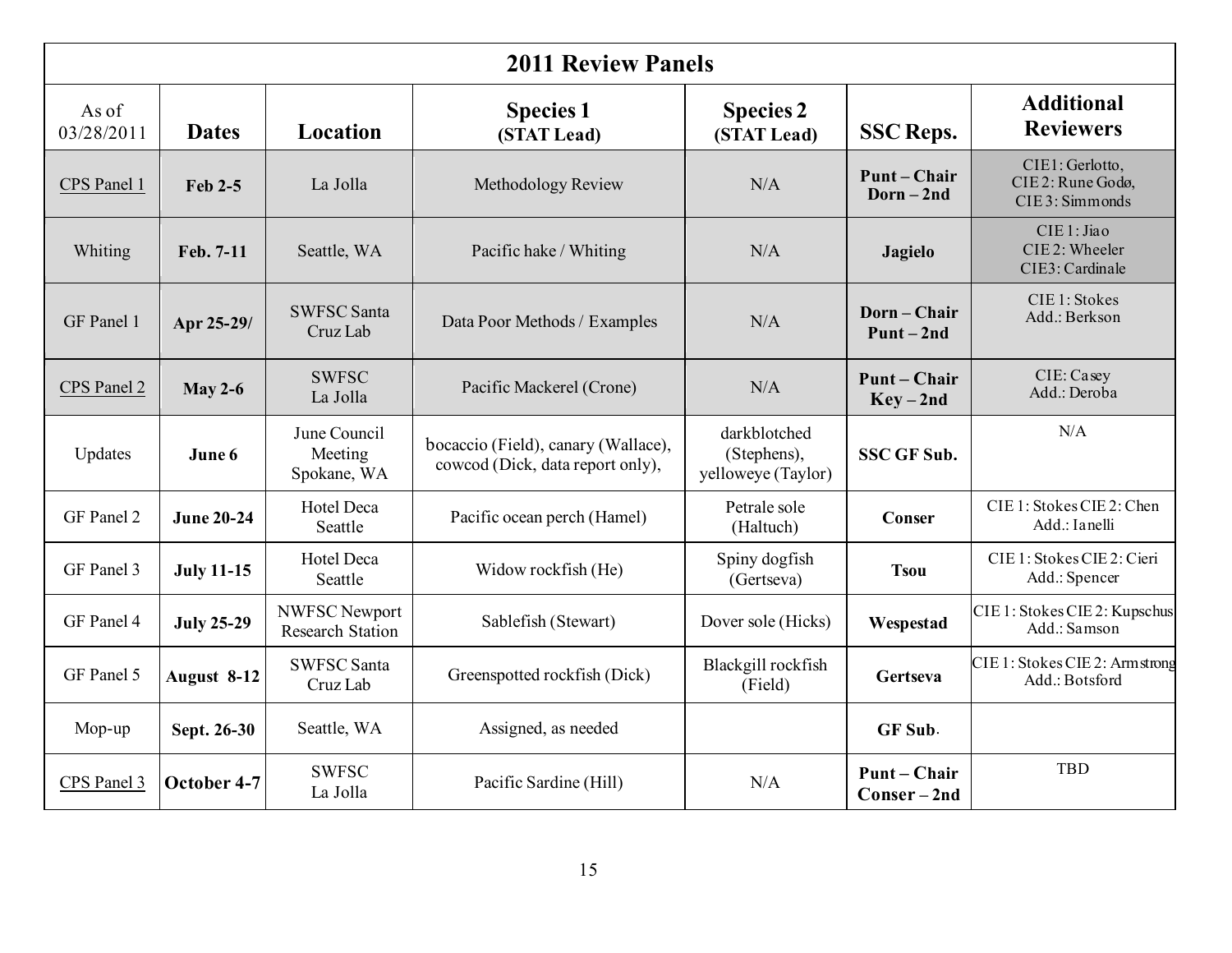| 2011 Review Panels | | | | | | |
|---|---|---|---|---|---|---|
| As of 03/28/2011 | **Dates** | **Location** | **Species 1 (STAT Lead)** | **Species 2 (STAT Lead)** | **SSC Reps.** | **Additional Reviewers** |
| CPS Panel 1 | **Feb 2-5** | La Jolla | Methodology Review | N/A | **Punt – Chair Dorn – 2nd** | CIE1: Gerlotto, CIE 2: Rune Godø, CIE 3: Simmonds |
| Whiting | **Feb. 7-11** | Seattle, WA | Pacific hake / Whiting | N/A | **Jagielo** | CIE 1: Jiao CIE 2: Wheeler CIE3: Cardinale |
| GF Panel 1 | **Apr 25-29/** | SWFSC Santa Cruz Lab | Data Poor Methods / Examples | N/A | **Dorn – Chair Punt – 2nd** | CIE 1: Stokes Add.: Berkson |
| CPS Panel 2 | **May 2-6** | SWFSC La Jolla | Pacific Mackerel (Crone) | N/A | **Punt – Chair Key – 2nd** | CIE: Casey Add.: Deroba |
| Updates | **June 6** | June Council Meeting Spokane, WA | bocaccio (Field), canary (Wallace), cowcod (Dick, data report only), | darkblotched (Stephens), yelloweye (Taylor) | **SSC GF Sub.** | N/A |
| GF Panel 2 | **June 20-24** | Hotel Deca Seattle | Pacific ocean perch (Hamel) | Petrale sole (Haltuch) | **Conser** | CIE 1: Stokes CIE 2: Chen Add.: Ianelli |
| GF Panel 3 | **July 11-15** | Hotel Deca Seattle | Widow rockfish (He) | Spiny dogfish (Gertseva) | **Tsou** | CIE 1: Stokes CIE 2: Cieri Add.: Spencer |
| GF Panel 4 | **July 25-29** | NWFSC Newport Research Station | Sablefish (Stewart) | Dover sole (Hicks) | **Wespestad** | CIE 1: Stokes CIE 2: Kupschus Add.: Samson |
| GF Panel 5 | **August 8-12** | SWFSC Santa Cruz Lab | Greenspotted rockfish (Dick) | Blackgill rockfish (Field) | **Gertseva** | CIE 1: Stokes CIE 2: Armstrong Add.: Botsford |
| Mop-up | **Sept. 26-30** | Seattle, WA | Assigned, as needed | | **GF Sub.** | |
| CPS Panel 3 | **October 4-7** | SWFSC La Jolla | Pacific Sardine (Hill) | N/A | **Punt – Chair Conser – 2nd** | TBD |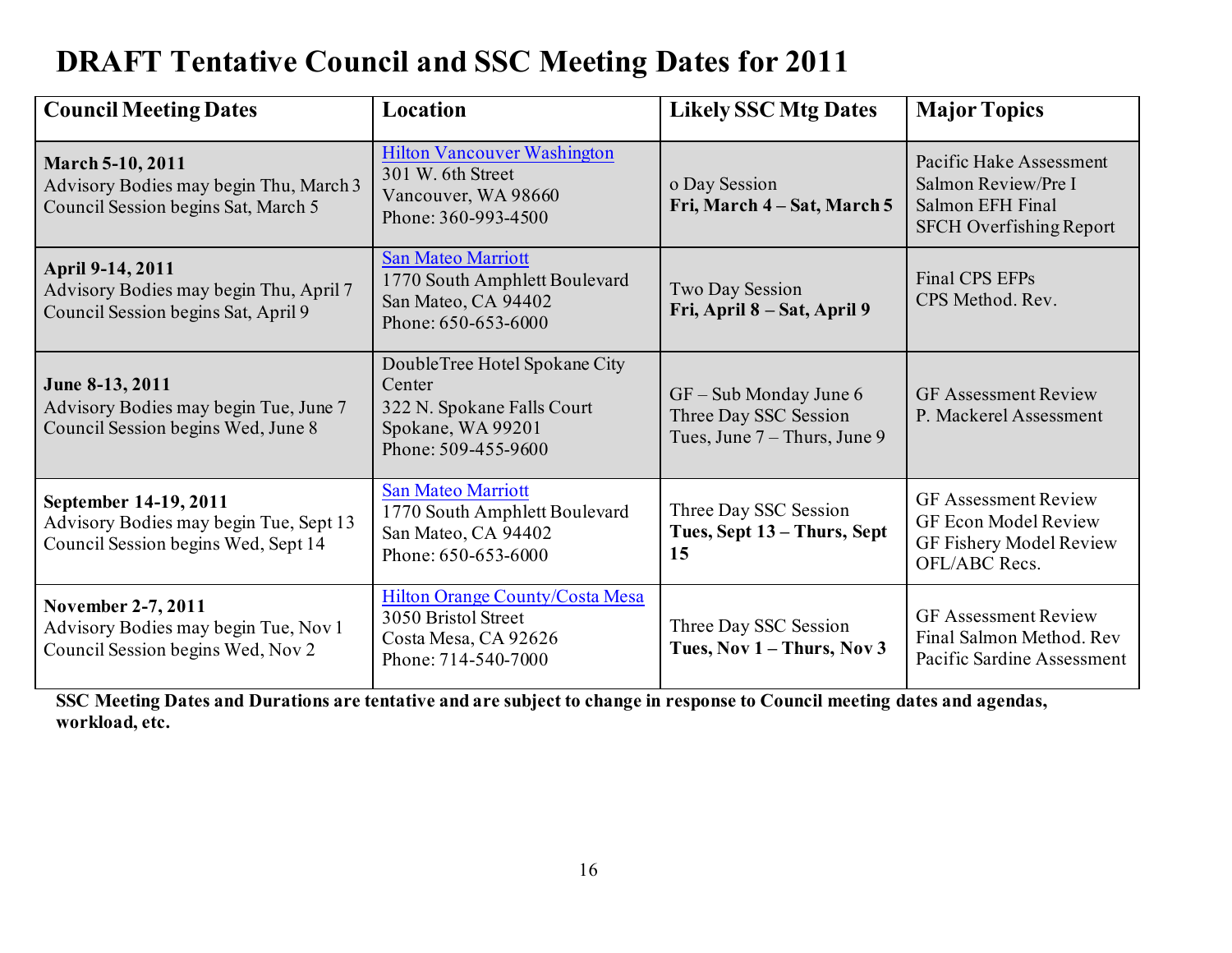# DRAFT Tentative Council and SSC Meeting Dates for 2011

| Council Meeting Dates | Location | Likely SSC Mtg Dates | Major Topics |
|---|---|---|---|
| **March 5-10, 2011**<br>Advisory Bodies may begin Thu, March 3<br>Council Session begins Sat, March 5 | [Hilton Vancouver Washington]<br>301 W. 6th Street<br>Vancouver, WA 98660<br>Phone: 360-993-4500 | o Day Session<br>**Fri, March 4 – Sat, March 5** | Pacific Hake Assessment<br>Salmon Review/Pre I<br>Salmon EFH Final<br>SFCH Overfishing Report |
| **April 9-14, 2011**<br>Advisory Bodies may begin Thu, April 7<br>Council Session begins Sat, April 9 | [San Mateo Marriott]<br>1770 South Amphlett Boulevard<br>San Mateo, CA 94402<br>Phone: 650-653-6000 | Two Day Session<br>**Fri, April 8 – Sat, April 9** | Final CPS EFPs<br>CPS Method. Rev. |
| **June 8-13, 2011**<br>Advisory Bodies may begin Tue, June 7<br>Council Session begins Wed, June 8 | DoubleTree Hotel Spokane City Center<br>322 N. Spokane Falls Court<br>Spokane, WA 99201<br>Phone: 509-455-9600 | GF – Sub Monday June 6<br>Three Day SSC Session<br>Tues, June 7 – Thurs, June 9 | GF Assessment Review<br>P. Mackerel Assessment |
| **September 14-19, 2011**<br>Advisory Bodies may begin Tue, Sept 13<br>Council Session begins Wed, Sept 14 | [San Mateo Marriott]<br>1770 South Amphlett Boulevard<br>San Mateo, CA 94402<br>Phone: 650-653-6000 | Three Day SSC Session<br>**Tues, Sept 13 – Thurs, Sept 15** | GF Assessment Review<br>GF Econ Model Review<br>GF Fishery Model Review<br>OFL/ABC Recs. |
| **November 2-7, 2011**<br>Advisory Bodies may begin Tue, Nov 1<br>Council Session begins Wed, Nov 2 | [Hilton Orange County/Costa Mesa]<br>3050 Bristol Street<br>Costa Mesa, CA 92626<br>Phone: 714-540-7000 | Three Day SSC Session<br>**Tues, Nov 1 – Thurs, Nov 3** | GF Assessment Review<br>Final Salmon Method. Rev<br>Pacific Sardine Assessment |

**SSC Meeting Dates and Durations are tentative and are subject to change in response to Council meeting dates and agendas, workload, etc.**